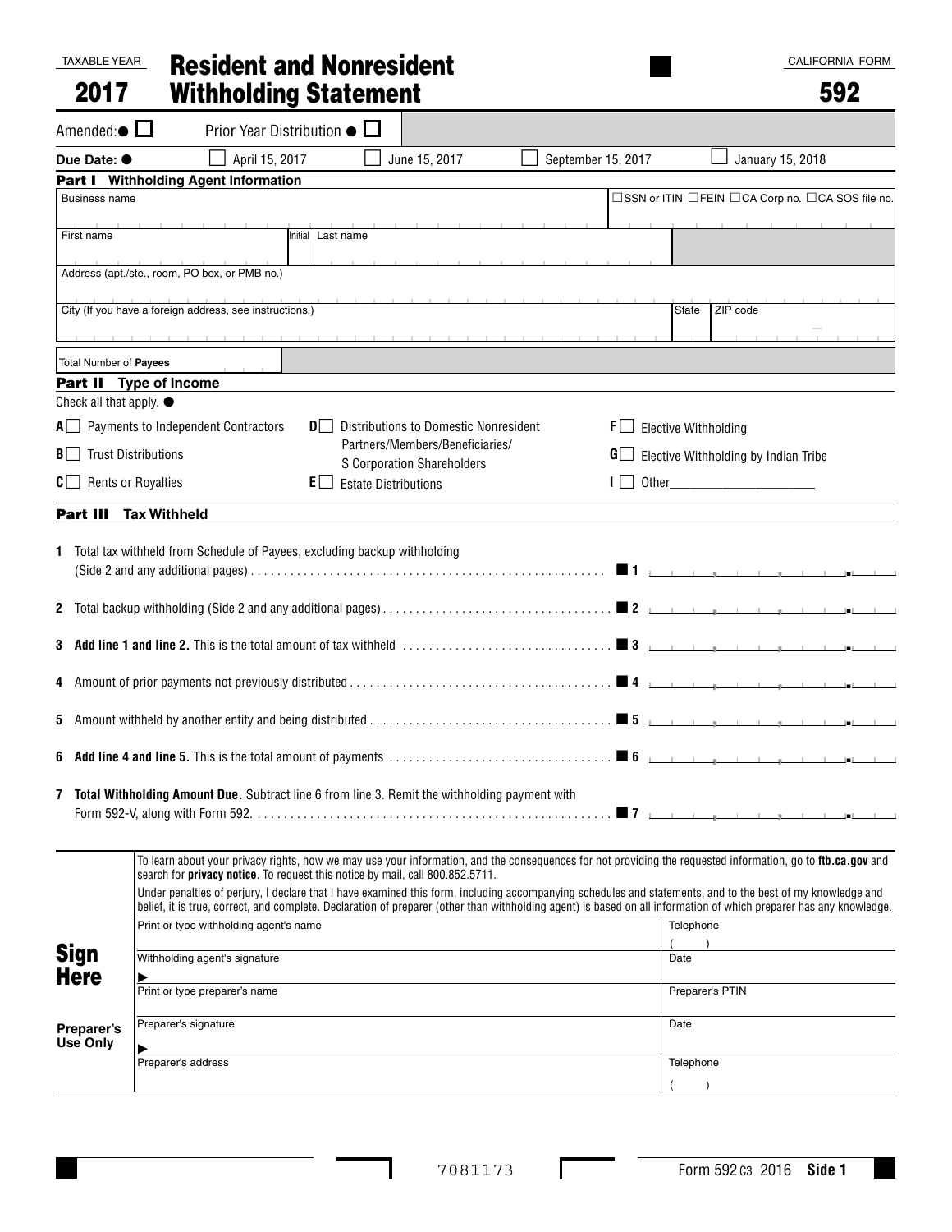TAXABLE YEAR

# 2017 Resident and Nonresident Withholding Statement

CALIFORNIA FORM

**592**

Amended: ☐  Prior Year Distribution ☐

**Due Date:** ☐ April 15, 2017 ☐ June 15, 2017 ☐ September 15, 2017 ☐ January 15, 2018

## Part I Withholding Agent Information

Business name

☐ SSN or ITIN ☐ FEIN ☐ CA Corp no. ☐ CA SOS file no.

First name | Initial | Last name

Address (apt./ste., room, PO box, or PMB no.)

City (If you have a foreign address, see instructions.) | State | ZIP code

Total Number of **Payees**

## Part II Type of Income

Check all that apply.

- **A** ☐ Payments to Independent Contractors
- **B** ☐ Trust Distributions
- **C** ☐ Rents or Royalties
- **D** ☐ Distributions to Domestic Nonresident Partners/Members/Beneficiaries/ S Corporation Shareholders
- **E** ☐ Estate Distributions
- **F** ☐ Elective Withholding
- **G** ☐ Elective Withholding by Indian Tribe
- **I** ☐ Other_______________

## Part III Tax Withheld

1. Total tax withheld from Schedule of Payees, excluding backup withholding (Side 2 and any additional pages) . . . . . . **1** ________
2. Total backup withholding (Side 2 and any additional pages) . . . . . . **2** ________
3. **Add line 1 and line 2.** This is the total amount of tax withheld . . . . . . **3** ________
4. Amount of prior payments not previously distributed . . . . . . **4** ________
5. Amount withheld by another entity and being distributed . . . . . . **5** ________
6. **Add line 4 and line 5.** This is the total amount of payments . . . . . . **6** ________
7. **Total Withholding Amount Due.** Subtract line 6 from line 3. Remit the withholding payment with Form 592-V, along with Form 592. . . . . . . **7** ________

To learn about your privacy rights, how we may use your information, and the consequences for not providing the requested information, go to **ftb.ca.gov** and search for **privacy notice**. To request this notice by mail, call 800.852.5711.

Under penalties of perjury, I declare that I have examined this form, including accompanying schedules and statements, and to the best of my knowledge and belief, it is true, correct, and complete. Declaration of preparer (other than withholding agent) is based on all information of which preparer has any knowledge.

**Sign Here**

Print or type withholding agent's name | Telephone ( )

Withholding agent's signature ▶ | Date

**Preparer's Use Only**

Print or type preparer's name | Preparer's PTIN

Preparer's signature ▶ | Date

Preparer's address | Telephone ( )

7081173

Form 592 C3 2016 **Side 1**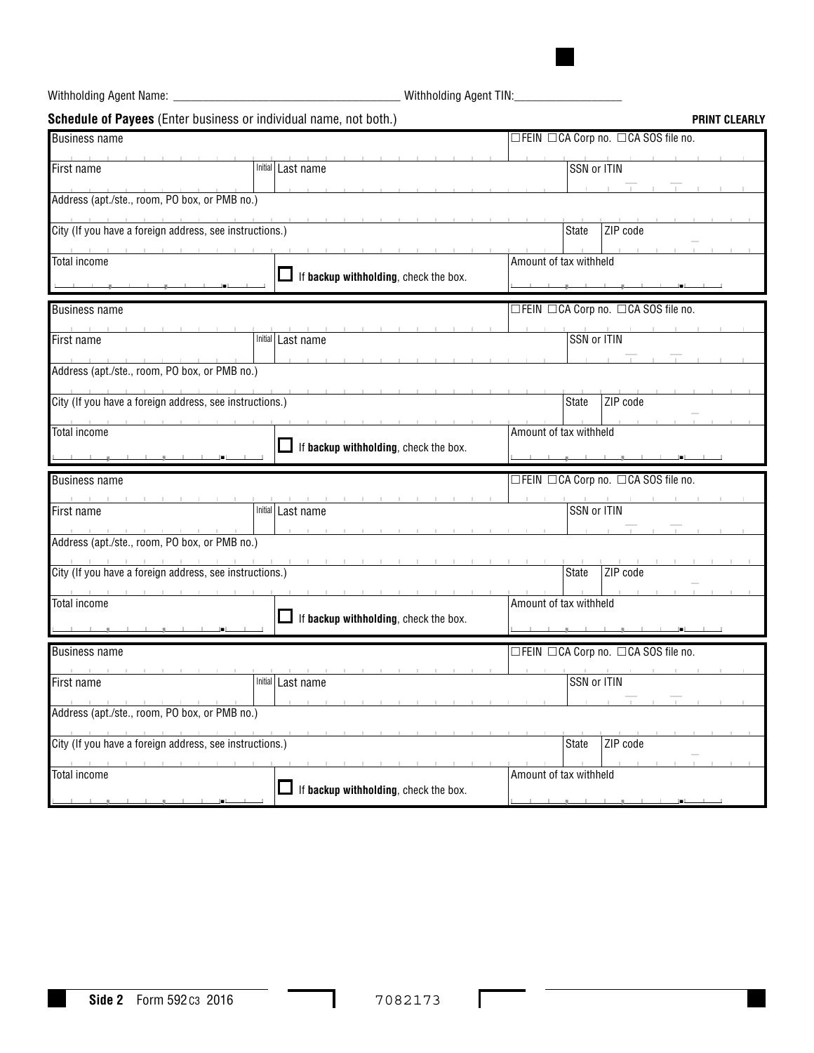Withholding Agent Name: ______________________________________ Withholding Agent TIN:__________________

**Schedule of Payees** (Enter business or individual name, not both.) **PRINT CLEARLY**

| Business name | | | ☐FEIN ☐CA Corp no. ☐CA SOS file no. |
|---|---|---|---|
| First name | Initial | Last name | SSN or ITIN |
| Address (apt./ste., room, PO box, or PMB no.) | | | |
| City (If you have a foreign address, see instructions.) | | State | ZIP code |
| Total income | ☐ If **backup withholding**, check the box. | | Amount of tax withheld |

| Business name | | | ☐FEIN ☐CA Corp no. ☐CA SOS file no. |
|---|---|---|---|
| First name | Initial | Last name | SSN or ITIN |
| Address (apt./ste., room, PO box, or PMB no.) | | | |
| City (If you have a foreign address, see instructions.) | | State | ZIP code |
| Total income | ☐ If **backup withholding**, check the box. | | Amount of tax withheld |

| Business name | | | ☐FEIN ☐CA Corp no. ☐CA SOS file no. |
|---|---|---|---|
| First name | Initial | Last name | SSN or ITIN |
| Address (apt./ste., room, PO box, or PMB no.) | | | |
| City (If you have a foreign address, see instructions.) | | State | ZIP code |
| Total income | ☐ If **backup withholding**, check the box. | | Amount of tax withheld |

| Business name | | | ☐FEIN ☐CA Corp no. ☐CA SOS file no. |
|---|---|---|---|
| First name | Initial | Last name | SSN or ITIN |
| Address (apt./ste., room, PO box, or PMB no.) | | | |
| City (If you have a foreign address, see instructions.) | | State | ZIP code |
| Total income | ☐ If **backup withholding**, check the box. | | Amount of tax withheld |

**Side 2** Form 592-C3 2016 7082173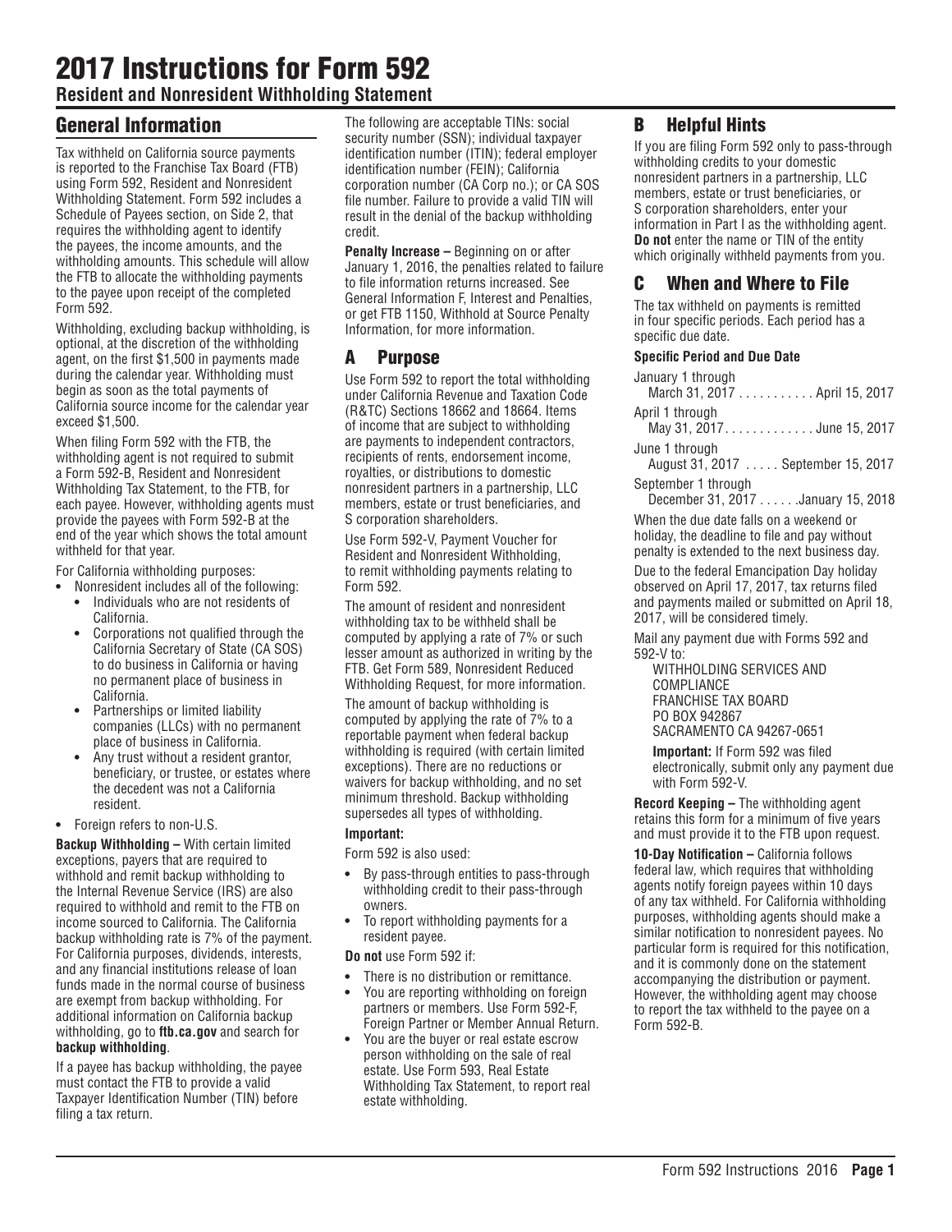# 2017 Instructions for Form 592

## Resident and Nonresident Withholding Statement

## General Information

Tax withheld on California source payments is reported to the Franchise Tax Board (FTB) using Form 592, Resident and Nonresident Withholding Statement. Form 592 includes a Schedule of Payees section, on Side 2, that requires the withholding agent to identify the payees, the income amounts, and the withholding amounts. This schedule will allow the FTB to allocate the withholding payments to the payee upon receipt of the completed Form 592.

Withholding, excluding backup withholding, is optional, at the discretion of the withholding agent, on the first $1,500 in payments made during the calendar year. Withholding must begin as soon as the total payments of California source income for the calendar year exceed $1,500.

When filing Form 592 with the FTB, the withholding agent is not required to submit a Form 592-B, Resident and Nonresident Withholding Tax Statement, to the FTB, for each payee. However, withholding agents must provide the payees with Form 592-B at the end of the year which shows the total amount withheld for that year.

For California withholding purposes:

- Nonresident includes all of the following:
  - Individuals who are not residents of California.
  - Corporations not qualified through the California Secretary of State (CA SOS) to do business in California or having no permanent place of business in California.
  - Partnerships or limited liability companies (LLCs) with no permanent place of business in California.
  - Any trust without a resident grantor, beneficiary, or trustee, or estates where the decedent was not a California resident.
- Foreign refers to non-U.S.

**Backup Withholding –** With certain limited exceptions, payers that are required to withhold and remit backup withholding to the Internal Revenue Service (IRS) are also required to withhold and remit to the FTB on income sourced to California. The California backup withholding rate is 7% of the payment. For California purposes, dividends, interests, and any financial institutions release of loan funds made in the normal course of business are exempt from backup withholding. For additional information on California backup withholding, go to **ftb.ca.gov** and search for **backup withholding**.

If a payee has backup withholding, the payee must contact the FTB to provide a valid Taxpayer Identification Number (TIN) before filing a tax return.

The following are acceptable TINs: social security number (SSN); individual taxpayer identification number (ITIN); federal employer identification number (FEIN); California corporation number (CA Corp no.); or CA SOS file number. Failure to provide a valid TIN will result in the denial of the backup withholding credit.

**Penalty Increase –** Beginning on or after January 1, 2016, the penalties related to failure to file information returns increased. See General Information F, Interest and Penalties, or get FTB 1150, Withhold at Source Penalty Information, for more information.

## A Purpose

Use Form 592 to report the total withholding under California Revenue and Taxation Code (R&TC) Sections 18662 and 18664. Items of income that are subject to withholding are payments to independent contractors, recipients of rents, endorsement income, royalties, or distributions to domestic nonresident partners in a partnership, LLC members, estate or trust beneficiaries, and S corporation shareholders.

Use Form 592-V, Payment Voucher for Resident and Nonresident Withholding, to remit withholding payments relating to Form 592.

The amount of resident and nonresident withholding tax to be withheld shall be computed by applying a rate of 7% or such lesser amount as authorized in writing by the FTB. Get Form 589, Nonresident Reduced Withholding Request, for more information.

The amount of backup withholding is computed by applying the rate of 7% to a reportable payment when federal backup withholding is required (with certain limited exceptions). There are no reductions or waivers for backup withholding, and no set minimum threshold. Backup withholding supersedes all types of withholding.

**Important:**

Form 592 is also used:

- By pass-through entities to pass-through withholding credit to their pass-through owners.
- To report withholding payments for a resident payee.

**Do not** use Form 592 if:

- There is no distribution or remittance.
- You are reporting withholding on foreign partners or members. Use Form 592-F, Foreign Partner or Member Annual Return.
- You are the buyer or real estate escrow person withholding on the sale of real estate. Use Form 593, Real Estate Withholding Tax Statement, to report real estate withholding.

## B Helpful Hints

If you are filing Form 592 only to pass-through withholding credits to your domestic nonresident partners in a partnership, LLC members, estate or trust beneficiaries, or S corporation shareholders, enter your information in Part I as the withholding agent. **Do not** enter the name or TIN of the entity which originally withheld payments from you.

## C When and Where to File

The tax withheld on payments is remitted in four specific periods. Each period has a specific due date.

**Specific Period and Due Date**

| Specific Period | Due Date |
|---|---|
| January 1 through March 31, 2017 | April 15, 2017 |
| April 1 through May 31, 2017 | June 15, 2017 |
| June 1 through August 31, 2017 | September 15, 2017 |
| September 1 through December 31, 2017 | January 15, 2018 |

When the due date falls on a weekend or holiday, the deadline to file and pay without penalty is extended to the next business day.

Due to the federal Emancipation Day holiday observed on April 17, 2017, tax returns filed and payments mailed or submitted on April 18, 2017, will be considered timely.

Mail any payment due with Forms 592 and 592-V to:

WITHHOLDING SERVICES AND COMPLIANCE
FRANCHISE TAX BOARD
PO BOX 942867
SACRAMENTO CA 94267-0651

**Important:** If Form 592 was filed electronically, submit only any payment due with Form 592-V.

**Record Keeping –** The withholding agent retains this form for a minimum of five years and must provide it to the FTB upon request.

**10-Day Notification –** California follows federal law, which requires that withholding agents notify foreign payees within 10 days of any tax withheld. For California withholding purposes, withholding agents should make a similar notification to nonresident payees. No particular form is required for this notification, and it is commonly done on the statement accompanying the distribution or payment. However, the withholding agent may choose to report the tax withheld to the payee on a Form 592-B.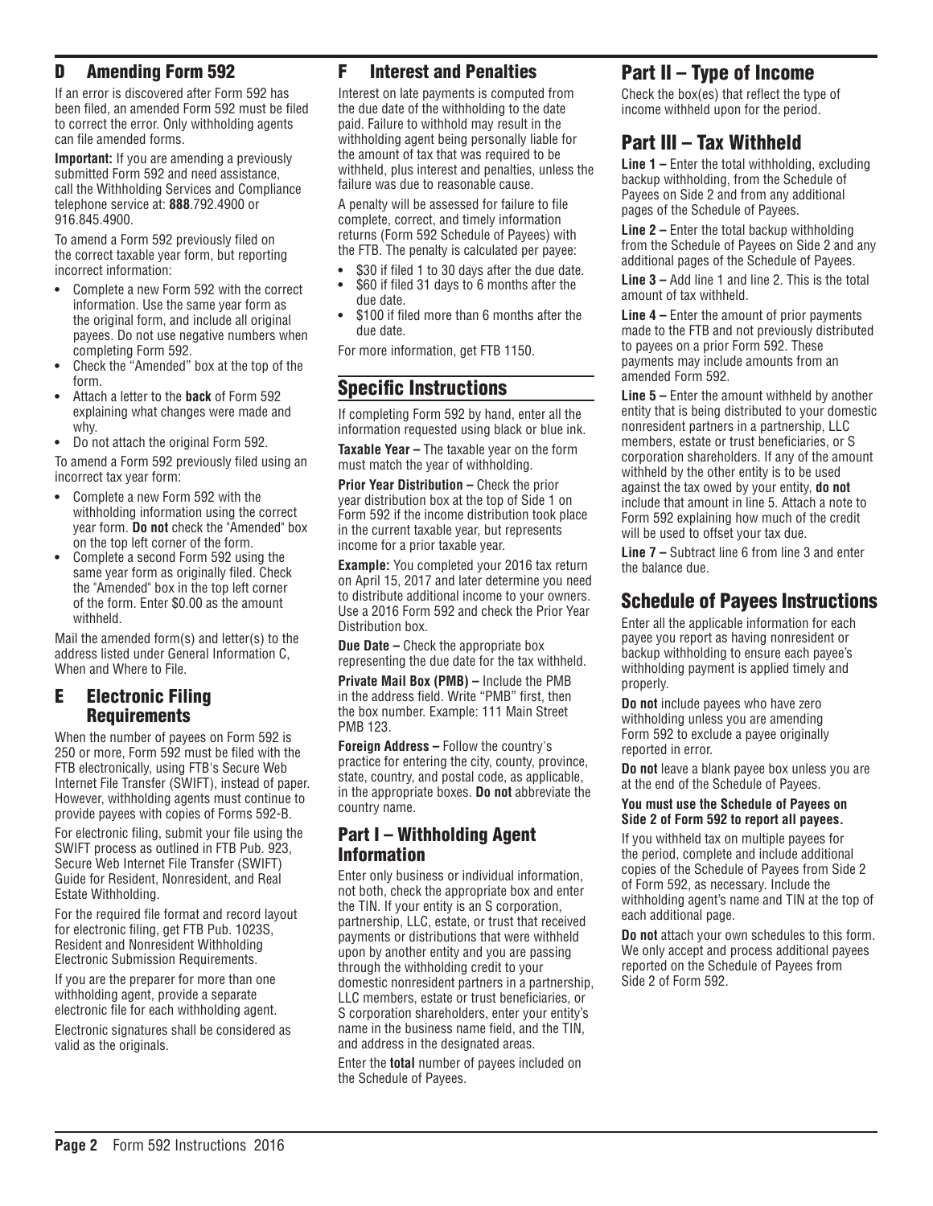## D Amending Form 592

If an error is discovered after Form 592 has been filed, an amended Form 592 must be filed to correct the error. Only withholding agents can file amended forms.

**Important:** If you are amending a previously submitted Form 592 and need assistance, call the Withholding Services and Compliance telephone service at: **888**.792.4900 or 916.845.4900.

To amend a Form 592 previously filed on the correct taxable year form, but reporting incorrect information:

- Complete a new Form 592 with the correct information. Use the same year form as the original form, and include all original payees. Do not use negative numbers when completing Form 592.
- Check the "Amended" box at the top of the form.
- Attach a letter to the **back** of Form 592 explaining what changes were made and why.
- Do not attach the original Form 592.

To amend a Form 592 previously filed using an incorrect tax year form:

- Complete a new Form 592 with the withholding information using the correct year form. **Do not** check the "Amended" box on the top left corner of the form.
- Complete a second Form 592 using the same year form as originally filed. Check the "Amended" box in the top left corner of the form. Enter $0.00 as the amount withheld.

Mail the amended form(s) and letter(s) to the address listed under General Information C, When and Where to File.

## E Electronic Filing Requirements

When the number of payees on Form 592 is 250 or more, Form 592 must be filed with the FTB electronically, using FTB's Secure Web Internet File Transfer (SWIFT), instead of paper. However, withholding agents must continue to provide payees with copies of Forms 592-B.

For electronic filing, submit your file using the SWIFT process as outlined in FTB Pub. 923, Secure Web Internet File Transfer (SWIFT) Guide for Resident, Nonresident, and Real Estate Withholding.

For the required file format and record layout for electronic filing, get FTB Pub. 1023S, Resident and Nonresident Withholding Electronic Submission Requirements.

If you are the preparer for more than one withholding agent, provide a separate electronic file for each withholding agent.

Electronic signatures shall be considered as valid as the originals.

## F Interest and Penalties

Interest on late payments is computed from the due date of the withholding to the date paid. Failure to withhold may result in the withholding agent being personally liable for the amount of tax that was required to be withheld, plus interest and penalties, unless the failure was due to reasonable cause.

A penalty will be assessed for failure to file complete, correct, and timely information returns (Form 592 Schedule of Payees) with the FTB. The penalty is calculated per payee:

- $30 if filed 1 to 30 days after the due date.
- $60 if filed 31 days to 6 months after the due date.
- $100 if filed more than 6 months after the due date.

For more information, get FTB 1150.

## Specific Instructions

If completing Form 592 by hand, enter all the information requested using black or blue ink.

**Taxable Year –** The taxable year on the form must match the year of withholding.

**Prior Year Distribution –** Check the prior year distribution box at the top of Side 1 on Form 592 if the income distribution took place in the current taxable year, but represents income for a prior taxable year.

**Example:** You completed your 2016 tax return on April 15, 2017 and later determine you need to distribute additional income to your owners. Use a 2016 Form 592 and check the Prior Year Distribution box.

**Due Date –** Check the appropriate box representing the due date for the tax withheld.

**Private Mail Box (PMB) –** Include the PMB in the address field. Write "PMB" first, then the box number. Example: 111 Main Street PMB 123.

**Foreign Address –** Follow the country's practice for entering the city, county, province, state, country, and postal code, as applicable, in the appropriate boxes. **Do not** abbreviate the country name.

### Part I – Withholding Agent Information

Enter only business or individual information, not both, check the appropriate box and enter the TIN. If your entity is an S corporation, partnership, LLC, estate, or trust that received payments or distributions that were withheld upon by another entity and you are passing through the withholding credit to your domestic nonresident partners in a partnership, LLC members, estate or trust beneficiaries, or S corporation shareholders, enter your entity's name in the business name field, and the TIN, and address in the designated areas.

Enter the **total** number of payees included on the Schedule of Payees.

## Part II – Type of Income

Check the box(es) that reflect the type of income withheld upon for the period.

## Part III – Tax Withheld

**Line 1 –** Enter the total withholding, excluding backup withholding, from the Schedule of Payees on Side 2 and from any additional pages of the Schedule of Payees.

**Line 2 –** Enter the total backup withholding from the Schedule of Payees on Side 2 and any additional pages of the Schedule of Payees.

**Line 3 –** Add line 1 and line 2. This is the total amount of tax withheld.

**Line 4 –** Enter the amount of prior payments made to the FTB and not previously distributed to payees on a prior Form 592. These payments may include amounts from an amended Form 592.

**Line 5 –** Enter the amount withheld by another entity that is being distributed to your domestic nonresident partners in a partnership, LLC members, estate or trust beneficiaries, or S corporation shareholders. If any of the amount withheld by the other entity is to be used against the tax owed by your entity, **do not** include that amount in line 5. Attach a note to Form 592 explaining how much of the credit will be used to offset your tax due.

**Line 7 –** Subtract line 6 from line 3 and enter the balance due.

## Schedule of Payees Instructions

Enter all the applicable information for each payee you report as having nonresident or backup withholding to ensure each payee's withholding payment is applied timely and properly.

**Do not** include payees who have zero withholding unless you are amending Form 592 to exclude a payee originally reported in error.

**Do not** leave a blank payee box unless you are at the end of the Schedule of Payees.

**You must use the Schedule of Payees on Side 2 of Form 592 to report all payees.**

If you withheld tax on multiple payees for the period, complete and include additional copies of the Schedule of Payees from Side 2 of Form 592, as necessary. Include the withholding agent's name and TIN at the top of each additional page.

**Do not** attach your own schedules to this form. We only accept and process additional payees reported on the Schedule of Payees from Side 2 of Form 592.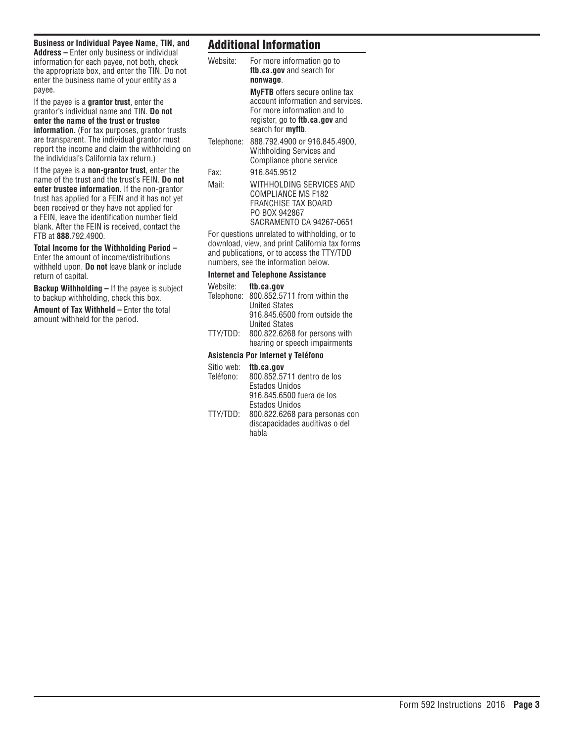**Business or Individual Payee Name, TIN, and Address –** Enter only business or individual information for each payee, not both, check the appropriate box, and enter the TIN. Do not enter the business name of your entity as a payee.

If the payee is a **grantor trust**, enter the grantor's individual name and TIN. **Do not enter the name of the trust or trustee information**. (For tax purposes, grantor trusts are transparent. The individual grantor must report the income and claim the withholding on the individual's California tax return.)

If the payee is a **non-grantor trust**, enter the name of the trust and the trust's FEIN. **Do not enter trustee information**. If the non-grantor trust has applied for a FEIN and it has not yet been received or they have not applied for a FEIN, leave the identification number field blank. After the FEIN is received, contact the FTB at **888**.792.4900.

**Total Income for the Withholding Period –** Enter the amount of income/distributions withheld upon. **Do not** leave blank or include return of capital.

**Backup Withholding –** If the payee is subject to backup withholding, check this box.

**Amount of Tax Withheld –** Enter the total amount withheld for the period.

## Additional Information

Website: For more information go to **ftb.ca.gov** and search for **nonwage**.

**MyFTB** offers secure online tax account information and services. For more information and to register, go to **ftb.ca.gov** and search for **myftb**.

Telephone: 888.792.4900 or 916.845.4900, Withholding Services and Compliance phone service

Fax: 916.845.9512

Mail: WITHHOLDING SERVICES AND COMPLIANCE MS F182
FRANCHISE TAX BOARD
PO BOX 942867
SACRAMENTO CA 94267-0651

For questions unrelated to withholding, or to download, view, and print California tax forms and publications, or to access the TTY/TDD numbers, see the information below.

**Internet and Telephone Assistance**

Website: **ftb.ca.gov**
Telephone: 800.852.5711 from within the United States
916.845.6500 from outside the United States
TTY/TDD: 800.822.6268 for persons with hearing or speech impairments

**Asistencia Por Internet y Teléfono**

Sitio web: **ftb.ca.gov**
Teléfono: 800.852.5711 dentro de los Estados Unidos
916.845.6500 fuera de los Estados Unidos
TTY/TDD: 800.822.6268 para personas con discapacidades auditivas o del habla